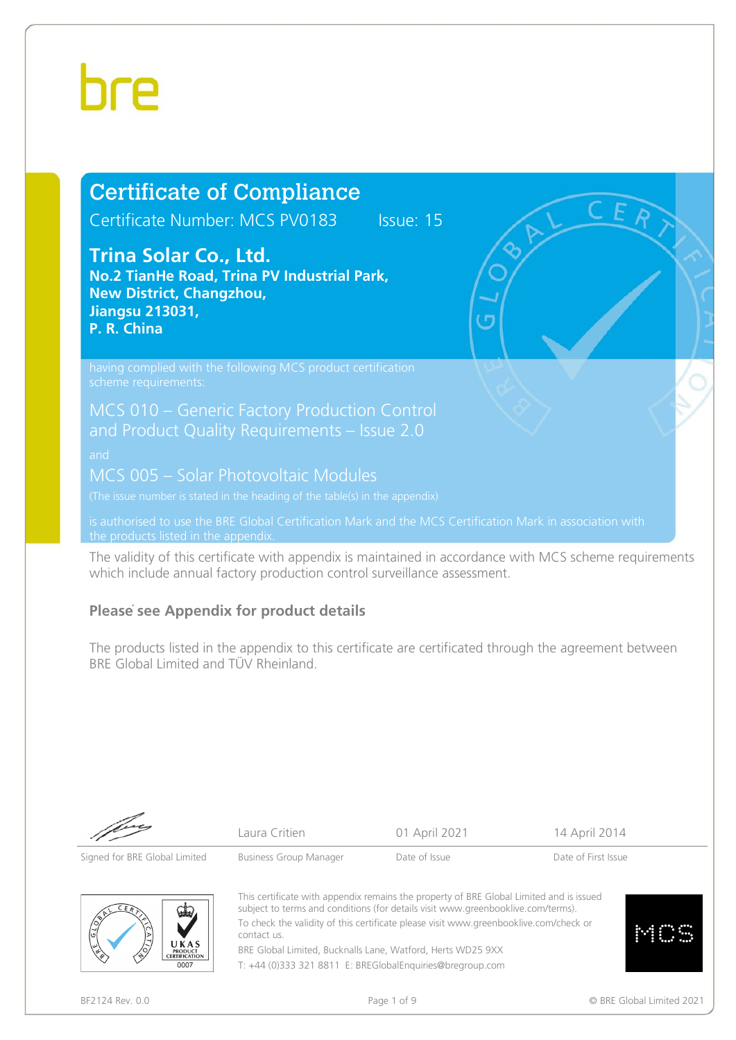bre

# Certificate of Compliance

Certificate Number: MCS PV0183 Issue: 15

## Trina Solar Co., Ltd.

**No.2 TianHe Road, Trina PV Industrial Park,**
**New District, Changzhou,**
**Jiangsu 213031,**
**P. R. China**

having complied with the following MCS product certification scheme requirements:

MCS 010 – Generic Factory Production Control and Product Quality Requirements – Issue 2.0

and

MCS 005 – Solar Photovoltaic Modules

(The issue number is stated in the heading of the table(s) in the appendix)

is authorised to use the BRE Global Certification Mark and the MCS Certification Mark in association with the products listed in the appendix.

The validity of this certificate with appendix is maintained in accordance with MCS scheme requirements which include annual factory production control surveillance assessment.

**Please see Appendix for product details**

The products listed in the appendix to this certificate are certificated through the agreement between BRE Global Limited and TÜV Rheinland.

| | Laura Critien | 01 April 2021 | 14 April 2014 |
|---|---|---|---|
| Signed for BRE Global Limited | Business Group Manager | Date of Issue | Date of First Issue |

This certificate with appendix remains the property of BRE Global Limited and is issued subject to terms and conditions (for details visit www.greenbooklive.com/terms).

To check the validity of this certificate please visit www.greenbooklive.com/check or contact us.

BRE Global Limited, Bucknalls Lane, Watford, Herts WD25 9XX

T: +44 (0)333 321 8811 E: BREGlobalEnquiries@bregroup.com

BF2124 Rev. 0.0

© BRE Global Limited 2021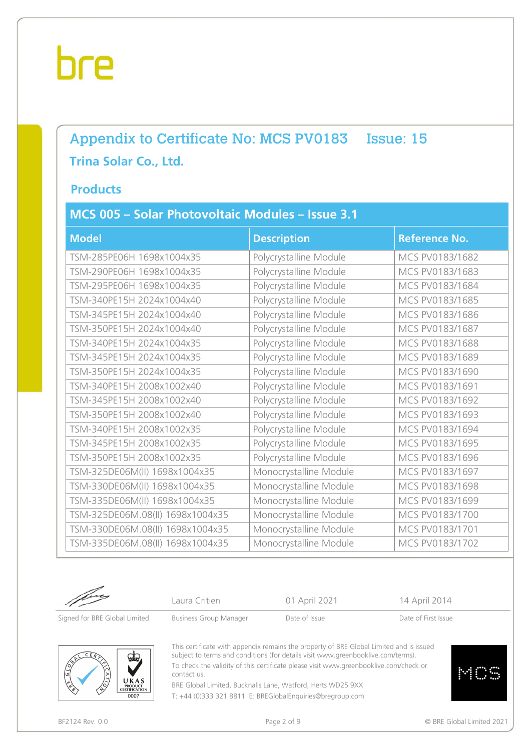# Appendix to Certificate No: MCS PV0183 Issue: 15

## Trina Solar Co., Ltd.

### Products

| MCS 005 – Solar Photovoltaic Modules – Issue 3.1 | | |
|---|---|---|
| **Model** | **Description** | **Reference No.** |
| TSM-285PE06H 1698x1004x35 | Polycrystalline Module | MCS PV0183/1682 |
| TSM-290PE06H 1698x1004x35 | Polycrystalline Module | MCS PV0183/1683 |
| TSM-295PE06H 1698x1004x35 | Polycrystalline Module | MCS PV0183/1684 |
| TSM-340PE15H 2024x1004x40 | Polycrystalline Module | MCS PV0183/1685 |
| TSM-345PE15H 2024x1004x40 | Polycrystalline Module | MCS PV0183/1686 |
| TSM-350PE15H 2024x1004x40 | Polycrystalline Module | MCS PV0183/1687 |
| TSM-340PE15H 2024x1004x35 | Polycrystalline Module | MCS PV0183/1688 |
| TSM-345PE15H 2024x1004x35 | Polycrystalline Module | MCS PV0183/1689 |
| TSM-350PE15H 2024x1004x35 | Polycrystalline Module | MCS PV0183/1690 |
| TSM-340PE15H 2008x1002x40 | Polycrystalline Module | MCS PV0183/1691 |
| TSM-345PE15H 2008x1002x40 | Polycrystalline Module | MCS PV0183/1692 |
| TSM-350PE15H 2008x1002x40 | Polycrystalline Module | MCS PV0183/1693 |
| TSM-340PE15H 2008x1002x35 | Polycrystalline Module | MCS PV0183/1694 |
| TSM-345PE15H 2008x1002x35 | Polycrystalline Module | MCS PV0183/1695 |
| TSM-350PE15H 2008x1002x35 | Polycrystalline Module | MCS PV0183/1696 |
| TSM-325DE06M(II) 1698x1004x35 | Monocrystalline Module | MCS PV0183/1697 |
| TSM-330DE06M(II) 1698x1004x35 | Monocrystalline Module | MCS PV0183/1698 |
| TSM-335DE06M(II) 1698x1004x35 | Monocrystalline Module | MCS PV0183/1699 |
| TSM-325DE06M.08(II) 1698x1004x35 | Monocrystalline Module | MCS PV0183/1700 |
| TSM-330DE06M.08(II) 1698x1004x35 | Monocrystalline Module | MCS PV0183/1701 |
| TSM-335DE06M.08(II) 1698x1004x35 | Monocrystalline Module | MCS PV0183/1702 |

| | Laura Critien | 01 April 2021 | 14 April 2014 |
|---|---|---|---|
| Signed for BRE Global Limited | Business Group Manager | Date of Issue | Date of First Issue |

This certificate with appendix remains the property of BRE Global Limited and is issued subject to terms and conditions (for details visit www.greenbooklive.com/terms).
To check the validity of this certificate please visit www.greenbooklive.com/check or contact us.
BRE Global Limited, Bucknalls Lane, Watford, Herts WD25 9XX
T: +44 (0)333 321 8811 E: BREGlobalEnquiries@bregroup.com

BF2124 Rev. 0.0

© BRE Global Limited 2021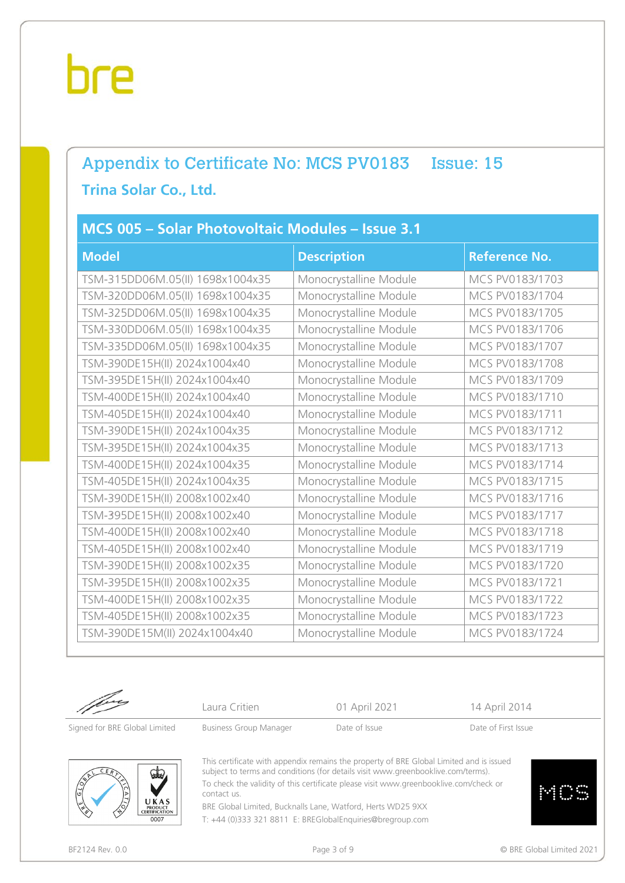# Appendix to Certificate No: MCS PV0183 Issue: 15

## Trina Solar Co., Ltd.

### MCS 005 – Solar Photovoltaic Modules – Issue 3.1

| Model | Description | Reference No. |
|---|---|---|
| TSM-315DD06M.05(II) 1698x1004x35 | Monocrystalline Module | MCS PV0183/1703 |
| TSM-320DD06M.05(II) 1698x1004x35 | Monocrystalline Module | MCS PV0183/1704 |
| TSM-325DD06M.05(II) 1698x1004x35 | Monocrystalline Module | MCS PV0183/1705 |
| TSM-330DD06M.05(II) 1698x1004x35 | Monocrystalline Module | MCS PV0183/1706 |
| TSM-335DD06M.05(II) 1698x1004x35 | Monocrystalline Module | MCS PV0183/1707 |
| TSM-390DE15H(II) 2024x1004x40 | Monocrystalline Module | MCS PV0183/1708 |
| TSM-395DE15H(II) 2024x1004x40 | Monocrystalline Module | MCS PV0183/1709 |
| TSM-400DE15H(II) 2024x1004x40 | Monocrystalline Module | MCS PV0183/1710 |
| TSM-405DE15H(II) 2024x1004x40 | Monocrystalline Module | MCS PV0183/1711 |
| TSM-390DE15H(II) 2024x1004x35 | Monocrystalline Module | MCS PV0183/1712 |
| TSM-395DE15H(II) 2024x1004x35 | Monocrystalline Module | MCS PV0183/1713 |
| TSM-400DE15H(II) 2024x1004x35 | Monocrystalline Module | MCS PV0183/1714 |
| TSM-405DE15H(II) 2024x1004x35 | Monocrystalline Module | MCS PV0183/1715 |
| TSM-390DE15H(II) 2008x1002x40 | Monocrystalline Module | MCS PV0183/1716 |
| TSM-395DE15H(II) 2008x1002x40 | Monocrystalline Module | MCS PV0183/1717 |
| TSM-400DE15H(II) 2008x1002x40 | Monocrystalline Module | MCS PV0183/1718 |
| TSM-405DE15H(II) 2008x1002x40 | Monocrystalline Module | MCS PV0183/1719 |
| TSM-390DE15H(II) 2008x1002x35 | Monocrystalline Module | MCS PV0183/1720 |
| TSM-395DE15H(II) 2008x1002x35 | Monocrystalline Module | MCS PV0183/1721 |
| TSM-400DE15H(II) 2008x1002x35 | Monocrystalline Module | MCS PV0183/1722 |
| TSM-405DE15H(II) 2008x1002x35 | Monocrystalline Module | MCS PV0183/1723 |
| TSM-390DE15M(II) 2024x1004x40 | Monocrystalline Module | MCS PV0183/1724 |

| Signed for BRE Global Limited | Laura Critien<br>Business Group Manager | 01 April 2021<br>Date of Issue | 14 April 2014<br>Date of First Issue |
|---|---|---|---|

This certificate with appendix remains the property of BRE Global Limited and is issued subject to terms and conditions (for details visit www.greenbooklive.com/terms).
To check the validity of this certificate please visit www.greenbooklive.com/check or contact us.
BRE Global Limited, Bucknalls Lane, Watford, Herts WD25 9XX
T: +44 (0)333 321 8811 E: BREGlobalEnquiries@bregroup.com

BF2124 Rev. 0.0

© BRE Global Limited 2021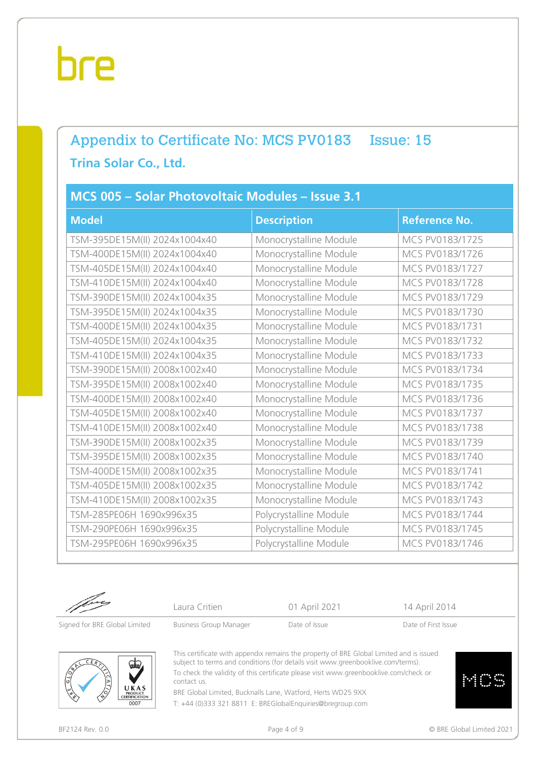# Appendix to Certificate No: MCS PV0183 Issue: 15

## Trina Solar Co., Ltd.

### MCS 005 – Solar Photovoltaic Modules – Issue 3.1

| Model | Description | Reference No. |
|---|---|---|
| TSM-395DE15M(II) 2024x1004x40 | Monocrystalline Module | MCS PV0183/1725 |
| TSM-400DE15M(II) 2024x1004x40 | Monocrystalline Module | MCS PV0183/1726 |
| TSM-405DE15M(II) 2024x1004x40 | Monocrystalline Module | MCS PV0183/1727 |
| TSM-410DE15M(II) 2024x1004x40 | Monocrystalline Module | MCS PV0183/1728 |
| TSM-390DE15M(II) 2024x1004x35 | Monocrystalline Module | MCS PV0183/1729 |
| TSM-395DE15M(II) 2024x1004x35 | Monocrystalline Module | MCS PV0183/1730 |
| TSM-400DE15M(II) 2024x1004x35 | Monocrystalline Module | MCS PV0183/1731 |
| TSM-405DE15M(II) 2024x1004x35 | Monocrystalline Module | MCS PV0183/1732 |
| TSM-410DE15M(II) 2024x1004x35 | Monocrystalline Module | MCS PV0183/1733 |
| TSM-390DE15M(II) 2008x1002x40 | Monocrystalline Module | MCS PV0183/1734 |
| TSM-395DE15M(II) 2008x1002x40 | Monocrystalline Module | MCS PV0183/1735 |
| TSM-400DE15M(II) 2008x1002x40 | Monocrystalline Module | MCS PV0183/1736 |
| TSM-405DE15M(II) 2008x1002x40 | Monocrystalline Module | MCS PV0183/1737 |
| TSM-410DE15M(II) 2008x1002x40 | Monocrystalline Module | MCS PV0183/1738 |
| TSM-390DE15M(II) 2008x1002x35 | Monocrystalline Module | MCS PV0183/1739 |
| TSM-395DE15M(II) 2008x1002x35 | Monocrystalline Module | MCS PV0183/1740 |
| TSM-400DE15M(II) 2008x1002x35 | Monocrystalline Module | MCS PV0183/1741 |
| TSM-405DE15M(II) 2008x1002x35 | Monocrystalline Module | MCS PV0183/1742 |
| TSM-410DE15M(II) 2008x1002x35 | Monocrystalline Module | MCS PV0183/1743 |
| TSM-285PE06H 1690x996x35 | Polycrystalline Module | MCS PV0183/1744 |
| TSM-290PE06H 1690x996x35 | Polycrystalline Module | MCS PV0183/1745 |
| TSM-295PE06H 1690x996x35 | Polycrystalline Module | MCS PV0183/1746 |

| Signed for BRE Global Limited | Laura Critien<br>Business Group Manager | 01 April 2021<br>Date of Issue | 14 April 2014<br>Date of First Issue |
|---|---|---|---|

This certificate with appendix remains the property of BRE Global Limited and is issued subject to terms and conditions (for details visit www.greenbooklive.com/terms).
To check the validity of this certificate please visit www.greenbooklive.com/check or contact us.
BRE Global Limited, Bucknalls Lane, Watford, Herts WD25 9XX
T: +44 (0)333 321 8811 E: BREGlobalEnquiries@bregroup.com

BF2124 Rev. 0.0 © BRE Global Limited 2021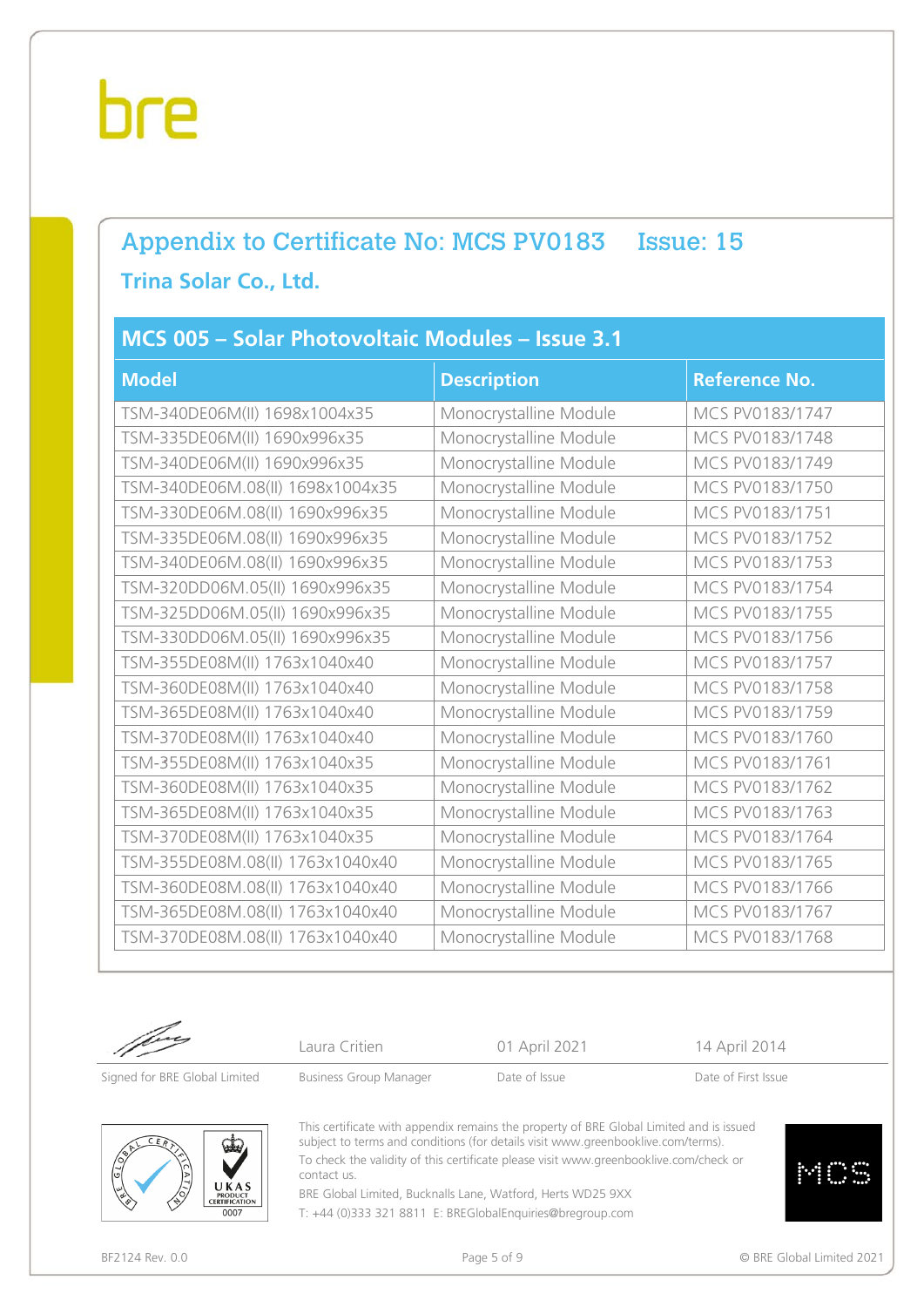# Appendix to Certificate No: MCS PV0183 Issue: 15

## Trina Solar Co., Ltd.

### MCS 005 – Solar Photovoltaic Modules – Issue 3.1

| Model | Description | Reference No. |
|---|---|---|
| TSM-340DE06M(II) 1698x1004x35 | Monocrystalline Module | MCS PV0183/1747 |
| TSM-335DE06M(II) 1690x996x35 | Monocrystalline Module | MCS PV0183/1748 |
| TSM-340DE06M(II) 1690x996x35 | Monocrystalline Module | MCS PV0183/1749 |
| TSM-340DE06M.08(II) 1698x1004x35 | Monocrystalline Module | MCS PV0183/1750 |
| TSM-330DE06M.08(II) 1690x996x35 | Monocrystalline Module | MCS PV0183/1751 |
| TSM-335DE06M.08(II) 1690x996x35 | Monocrystalline Module | MCS PV0183/1752 |
| TSM-340DE06M.08(II) 1690x996x35 | Monocrystalline Module | MCS PV0183/1753 |
| TSM-320DD06M.05(II) 1690x996x35 | Monocrystalline Module | MCS PV0183/1754 |
| TSM-325DD06M.05(II) 1690x996x35 | Monocrystalline Module | MCS PV0183/1755 |
| TSM-330DD06M.05(II) 1690x996x35 | Monocrystalline Module | MCS PV0183/1756 |
| TSM-355DE08M(II) 1763x1040x40 | Monocrystalline Module | MCS PV0183/1757 |
| TSM-360DE08M(II) 1763x1040x40 | Monocrystalline Module | MCS PV0183/1758 |
| TSM-365DE08M(II) 1763x1040x40 | Monocrystalline Module | MCS PV0183/1759 |
| TSM-370DE08M(II) 1763x1040x40 | Monocrystalline Module | MCS PV0183/1760 |
| TSM-355DE08M(II) 1763x1040x35 | Monocrystalline Module | MCS PV0183/1761 |
| TSM-360DE08M(II) 1763x1040x35 | Monocrystalline Module | MCS PV0183/1762 |
| TSM-365DE08M(II) 1763x1040x35 | Monocrystalline Module | MCS PV0183/1763 |
| TSM-370DE08M(II) 1763x1040x35 | Monocrystalline Module | MCS PV0183/1764 |
| TSM-355DE08M.08(II) 1763x1040x40 | Monocrystalline Module | MCS PV0183/1765 |
| TSM-360DE08M.08(II) 1763x1040x40 | Monocrystalline Module | MCS PV0183/1766 |
| TSM-365DE08M.08(II) 1763x1040x40 | Monocrystalline Module | MCS PV0183/1767 |
| TSM-370DE08M.08(II) 1763x1040x40 | Monocrystalline Module | MCS PV0183/1768 |

| Signed for BRE Global Limited | Laura Critien<br>Business Group Manager | 01 April 2021<br>Date of Issue | 14 April 2014<br>Date of First Issue |
|---|---|---|---|

This certificate with appendix remains the property of BRE Global Limited and is issued subject to terms and conditions (for details visit www.greenbooklive.com/terms).
To check the validity of this certificate please visit www.greenbooklive.com/check or contact us.
BRE Global Limited, Bucknalls Lane, Watford, Herts WD25 9XX
T: +44 (0)333 321 8811 E: BREGlobalEnquiries@bregroup.com

BF2124 Rev. 0.0 © BRE Global Limited 2021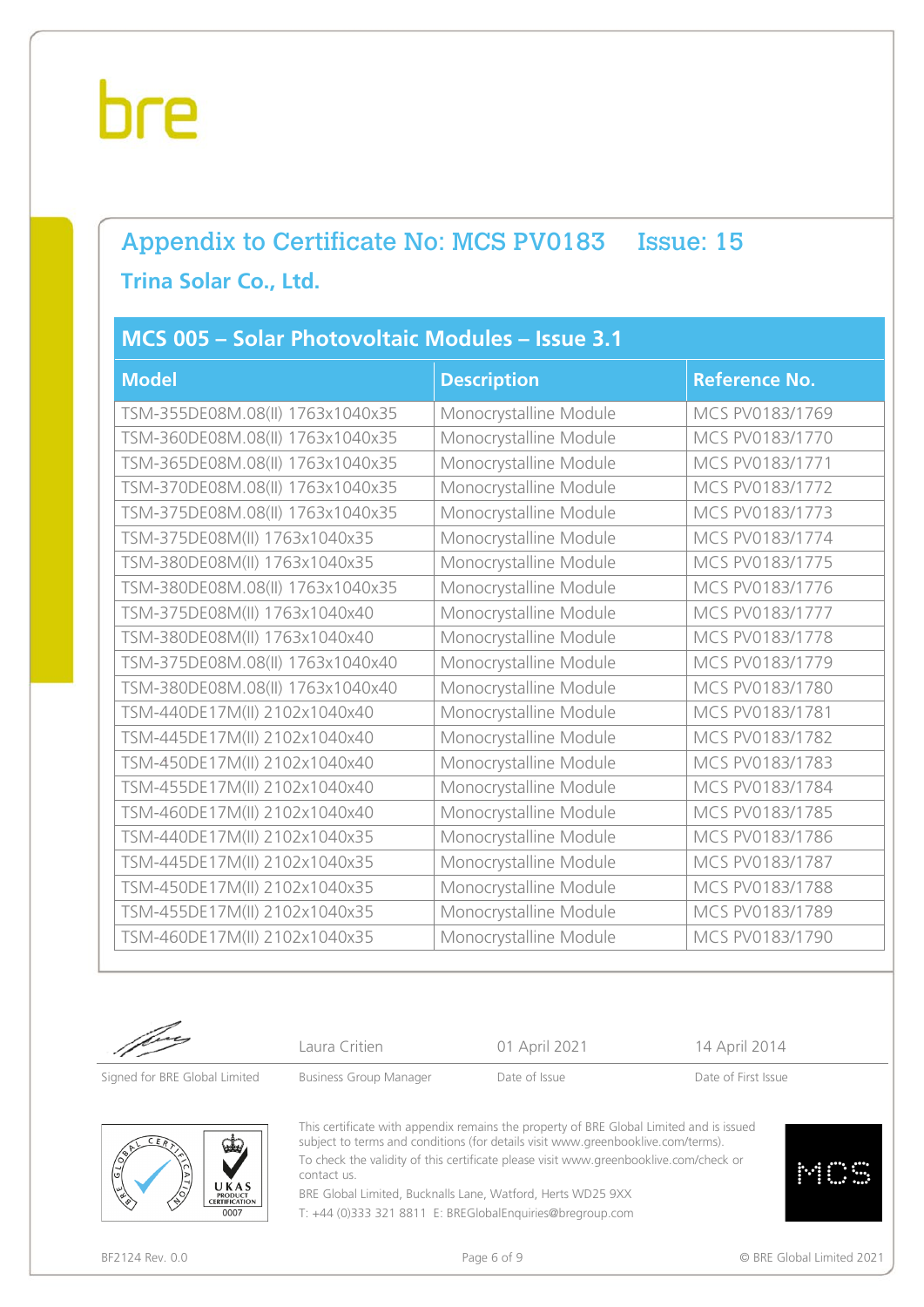## Appendix to Certificate No: MCS PV0183 Issue: 15

### Trina Solar Co., Ltd.

| MCS 005 – Solar Photovoltaic Modules – Issue 3.1 | | |
|---|---|---|
| **Model** | **Description** | **Reference No.** |
| TSM-355DE08M.08(II) 1763x1040x35 | Monocrystalline Module | MCS PV0183/1769 |
| TSM-360DE08M.08(II) 1763x1040x35 | Monocrystalline Module | MCS PV0183/1770 |
| TSM-365DE08M.08(II) 1763x1040x35 | Monocrystalline Module | MCS PV0183/1771 |
| TSM-370DE08M.08(II) 1763x1040x35 | Monocrystalline Module | MCS PV0183/1772 |
| TSM-375DE08M.08(II) 1763x1040x35 | Monocrystalline Module | MCS PV0183/1773 |
| TSM-375DE08M(II) 1763x1040x35 | Monocrystalline Module | MCS PV0183/1774 |
| TSM-380DE08M(II) 1763x1040x35 | Monocrystalline Module | MCS PV0183/1775 |
| TSM-380DE08M.08(II) 1763x1040x35 | Monocrystalline Module | MCS PV0183/1776 |
| TSM-375DE08M(II) 1763x1040x40 | Monocrystalline Module | MCS PV0183/1777 |
| TSM-380DE08M(II) 1763x1040x40 | Monocrystalline Module | MCS PV0183/1778 |
| TSM-375DE08M.08(II) 1763x1040x40 | Monocrystalline Module | MCS PV0183/1779 |
| TSM-380DE08M.08(II) 1763x1040x40 | Monocrystalline Module | MCS PV0183/1780 |
| TSM-440DE17M(II) 2102x1040x40 | Monocrystalline Module | MCS PV0183/1781 |
| TSM-445DE17M(II) 2102x1040x40 | Monocrystalline Module | MCS PV0183/1782 |
| TSM-450DE17M(II) 2102x1040x40 | Monocrystalline Module | MCS PV0183/1783 |
| TSM-455DE17M(II) 2102x1040x40 | Monocrystalline Module | MCS PV0183/1784 |
| TSM-460DE17M(II) 2102x1040x40 | Monocrystalline Module | MCS PV0183/1785 |
| TSM-440DE17M(II) 2102x1040x35 | Monocrystalline Module | MCS PV0183/1786 |
| TSM-445DE17M(II) 2102x1040x35 | Monocrystalline Module | MCS PV0183/1787 |
| TSM-450DE17M(II) 2102x1040x35 | Monocrystalline Module | MCS PV0183/1788 |
| TSM-455DE17M(II) 2102x1040x35 | Monocrystalline Module | MCS PV0183/1789 |
| TSM-460DE17M(II) 2102x1040x35 | Monocrystalline Module | MCS PV0183/1790 |

| Signed for BRE Global Limited | Laura Critien<br>Business Group Manager | 01 April 2021<br>Date of Issue | 14 April 2014<br>Date of First Issue |
|---|---|---|---|

This certificate with appendix remains the property of BRE Global Limited and is issued subject to terms and conditions (for details visit www.greenbooklive.com/terms).
To check the validity of this certificate please visit www.greenbooklive.com/check or contact us.
BRE Global Limited, Bucknalls Lane, Watford, Herts WD25 9XX
T: +44 (0)333 321 8811 E: BREGlobalEnquiries@bregroup.com

BF2124 Rev. 0.0

© BRE Global Limited 2021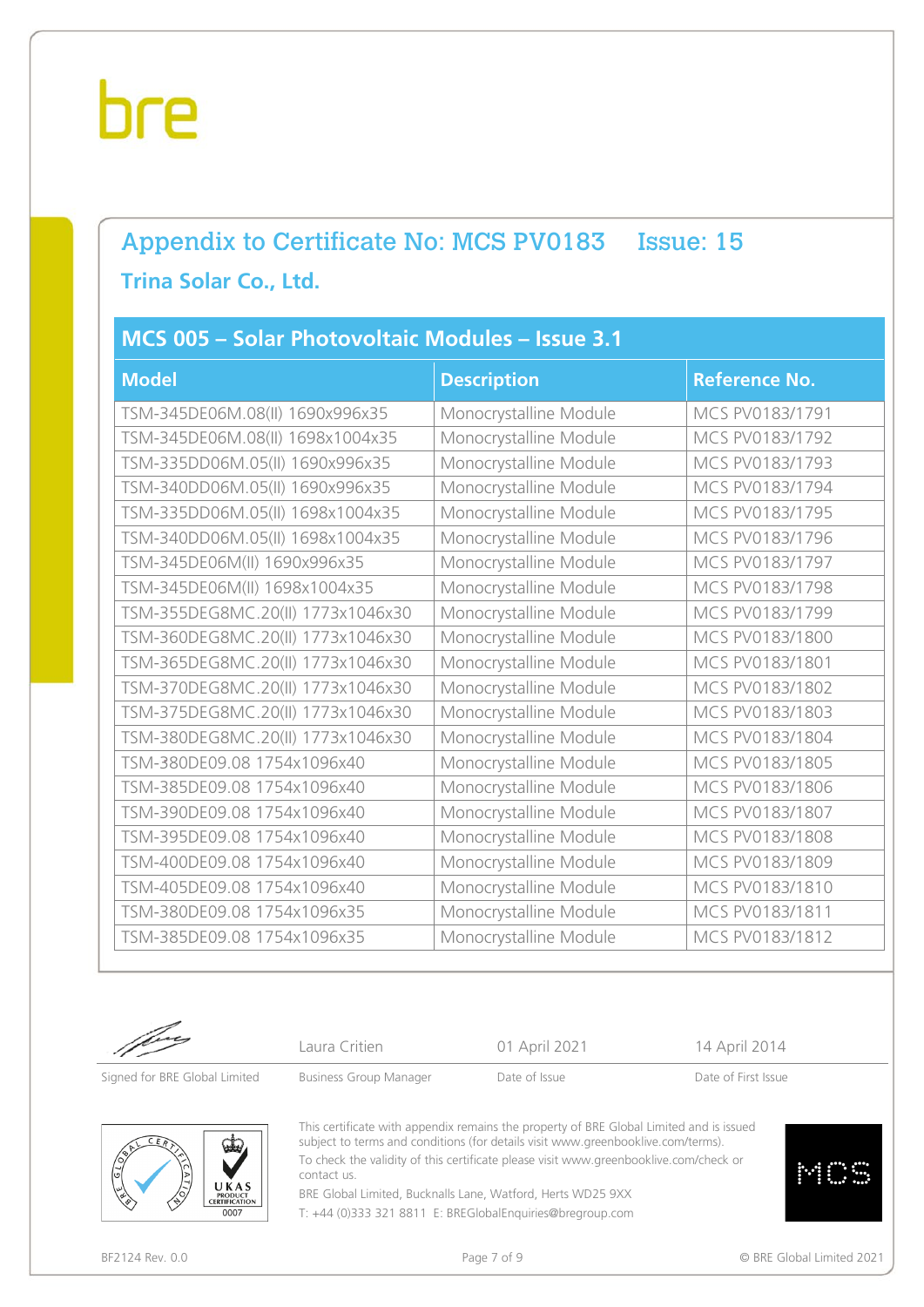bre

## Appendix to Certificate No: MCS PV0183 Issue: 15

### Trina Solar Co., Ltd.

| MCS 005 – Solar Photovoltaic Modules – Issue 3.1 | | |
|---|---|---|
| **Model** | **Description** | **Reference No.** |
| TSM-345DE06M.08(II) 1690x996x35 | Monocrystalline Module | MCS PV0183/1791 |
| TSM-345DE06M.08(II) 1698x1004x35 | Monocrystalline Module | MCS PV0183/1792 |
| TSM-335DD06M.05(II) 1690x996x35 | Monocrystalline Module | MCS PV0183/1793 |
| TSM-340DD06M.05(II) 1690x996x35 | Monocrystalline Module | MCS PV0183/1794 |
| TSM-335DD06M.05(II) 1698x1004x35 | Monocrystalline Module | MCS PV0183/1795 |
| TSM-340DD06M.05(II) 1698x1004x35 | Monocrystalline Module | MCS PV0183/1796 |
| TSM-345DE06M(II) 1690x996x35 | Monocrystalline Module | MCS PV0183/1797 |
| TSM-345DE06M(II) 1698x1004x35 | Monocrystalline Module | MCS PV0183/1798 |
| TSM-355DEG8MC.20(II) 1773x1046x30 | Monocrystalline Module | MCS PV0183/1799 |
| TSM-360DEG8MC.20(II) 1773x1046x30 | Monocrystalline Module | MCS PV0183/1800 |
| TSM-365DEG8MC.20(II) 1773x1046x30 | Monocrystalline Module | MCS PV0183/1801 |
| TSM-370DEG8MC.20(II) 1773x1046x30 | Monocrystalline Module | MCS PV0183/1802 |
| TSM-375DEG8MC.20(II) 1773x1046x30 | Monocrystalline Module | MCS PV0183/1803 |
| TSM-380DEG8MC.20(II) 1773x1046x30 | Monocrystalline Module | MCS PV0183/1804 |
| TSM-380DE09.08 1754x1096x40 | Monocrystalline Module | MCS PV0183/1805 |
| TSM-385DE09.08 1754x1096x40 | Monocrystalline Module | MCS PV0183/1806 |
| TSM-390DE09.08 1754x1096x40 | Monocrystalline Module | MCS PV0183/1807 |
| TSM-395DE09.08 1754x1096x40 | Monocrystalline Module | MCS PV0183/1808 |
| TSM-400DE09.08 1754x1096x40 | Monocrystalline Module | MCS PV0183/1809 |
| TSM-405DE09.08 1754x1096x40 | Monocrystalline Module | MCS PV0183/1810 |
| TSM-380DE09.08 1754x1096x35 | Monocrystalline Module | MCS PV0183/1811 |
| TSM-385DE09.08 1754x1096x35 | Monocrystalline Module | MCS PV0183/1812 |

| Signed for BRE Global Limited | Laura Critien<br>Business Group Manager | 01 April 2021<br>Date of Issue | 14 April 2014<br>Date of First Issue |
|---|---|---|---|

This certificate with appendix remains the property of BRE Global Limited and is issued subject to terms and conditions (for details visit www.greenbooklive.com/terms).
To check the validity of this certificate please visit www.greenbooklive.com/check or contact us.
BRE Global Limited, Bucknalls Lane, Watford, Herts WD25 9XX
T: +44 (0)333 321 8811 E: BREGlobalEnquiries@bregroup.com

BF2124 Rev. 0.0

© BRE Global Limited 2021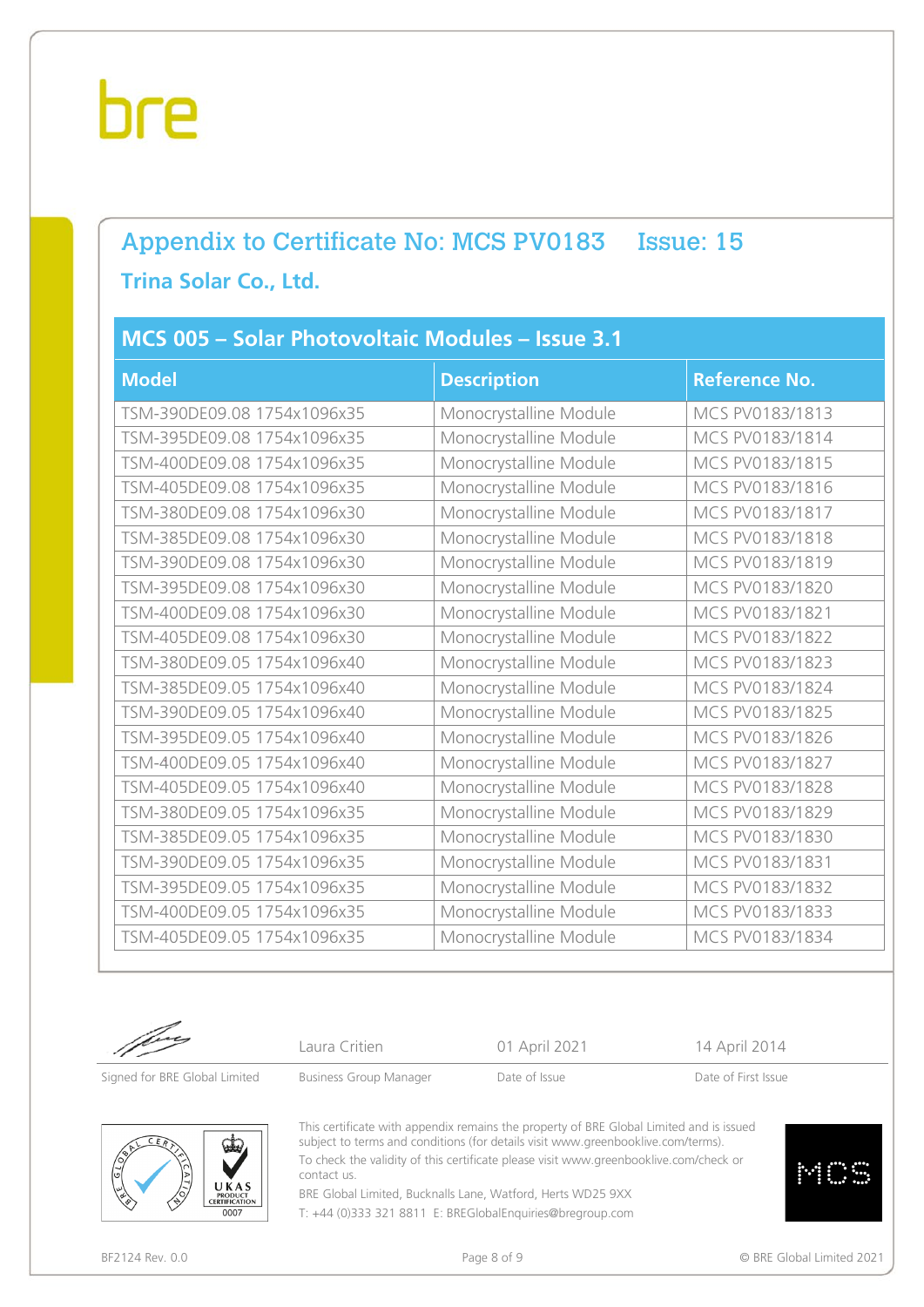bre

## Appendix to Certificate No: MCS PV0183 Issue: 15

### Trina Solar Co., Ltd.

| MCS 005 – Solar Photovoltaic Modules – Issue 3.1 | | |
|---|---|---|
| **Model** | **Description** | **Reference No.** |
| TSM-390DE09.08 1754x1096x35 | Monocrystalline Module | MCS PV0183/1813 |
| TSM-395DE09.08 1754x1096x35 | Monocrystalline Module | MCS PV0183/1814 |
| TSM-400DE09.08 1754x1096x35 | Monocrystalline Module | MCS PV0183/1815 |
| TSM-405DE09.08 1754x1096x35 | Monocrystalline Module | MCS PV0183/1816 |
| TSM-380DE09.08 1754x1096x30 | Monocrystalline Module | MCS PV0183/1817 |
| TSM-385DE09.08 1754x1096x30 | Monocrystalline Module | MCS PV0183/1818 |
| TSM-390DE09.08 1754x1096x30 | Monocrystalline Module | MCS PV0183/1819 |
| TSM-395DE09.08 1754x1096x30 | Monocrystalline Module | MCS PV0183/1820 |
| TSM-400DE09.08 1754x1096x30 | Monocrystalline Module | MCS PV0183/1821 |
| TSM-405DE09.08 1754x1096x30 | Monocrystalline Module | MCS PV0183/1822 |
| TSM-380DE09.05 1754x1096x40 | Monocrystalline Module | MCS PV0183/1823 |
| TSM-385DE09.05 1754x1096x40 | Monocrystalline Module | MCS PV0183/1824 |
| TSM-390DE09.05 1754x1096x40 | Monocrystalline Module | MCS PV0183/1825 |
| TSM-395DE09.05 1754x1096x40 | Monocrystalline Module | MCS PV0183/1826 |
| TSM-400DE09.05 1754x1096x40 | Monocrystalline Module | MCS PV0183/1827 |
| TSM-405DE09.05 1754x1096x40 | Monocrystalline Module | MCS PV0183/1828 |
| TSM-380DE09.05 1754x1096x35 | Monocrystalline Module | MCS PV0183/1829 |
| TSM-385DE09.05 1754x1096x35 | Monocrystalline Module | MCS PV0183/1830 |
| TSM-390DE09.05 1754x1096x35 | Monocrystalline Module | MCS PV0183/1831 |
| TSM-395DE09.05 1754x1096x35 | Monocrystalline Module | MCS PV0183/1832 |
| TSM-400DE09.05 1754x1096x35 | Monocrystalline Module | MCS PV0183/1833 |
| TSM-405DE09.05 1754x1096x35 | Monocrystalline Module | MCS PV0183/1834 |

| | Laura Critien | 01 April 2021 | 14 April 2014 |
|---|---|---|---|
| Signed for BRE Global Limited | Business Group Manager | Date of Issue | Date of First Issue |

This certificate with appendix remains the property of BRE Global Limited and is issued subject to terms and conditions (for details visit www.greenbooklive.com/terms).

To check the validity of this certificate please visit www.greenbooklive.com/check or contact us.

BRE Global Limited, Bucknalls Lane, Watford, Herts WD25 9XX

T: +44 (0)333 321 8811 E: BREGlobalEnquiries@bregroup.com

UKAS PRODUCT CERTIFICATION 0007

MCS

BF2124 Rev. 0.0

© BRE Global Limited 2021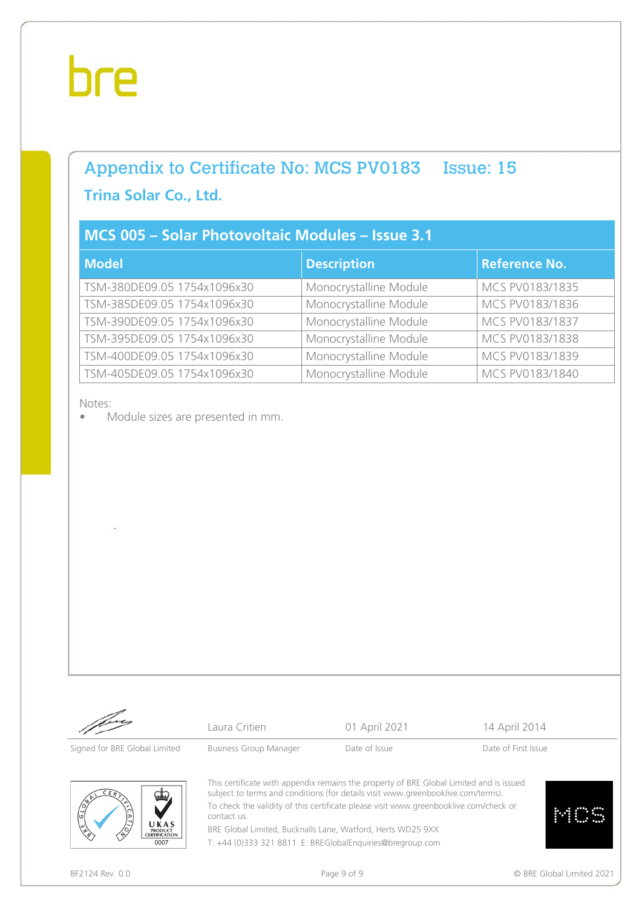## Appendix to Certificate No: MCS PV0183 Issue: 15

### Trina Solar Co., Ltd.

| MCS 005 – Solar Photovoltaic Modules – Issue 3.1 | | |
|---|---|---|
| **Model** | **Description** | **Reference No.** |
| TSM-380DE09.05 1754x1096x30 | Monocrystalline Module | MCS PV0183/1835 |
| TSM-385DE09.05 1754x1096x30 | Monocrystalline Module | MCS PV0183/1836 |
| TSM-390DE09.05 1754x1096x30 | Monocrystalline Module | MCS PV0183/1837 |
| TSM-395DE09.05 1754x1096x30 | Monocrystalline Module | MCS PV0183/1838 |
| TSM-400DE09.05 1754x1096x30 | Monocrystalline Module | MCS PV0183/1839 |
| TSM-405DE09.05 1754x1096x30 | Monocrystalline Module | MCS PV0183/1840 |

Notes:

- Module sizes are presented in mm.

| Signed for BRE Global Limited | Laura Critien<br>Business Group Manager | 01 April 2021<br>Date of Issue | 14 April 2014<br>Date of First Issue |
|---|---|---|---|

This certificate with appendix remains the property of BRE Global Limited and is issued subject to terms and conditions (for details visit www.greenbooklive.com/terms).
To check the validity of this certificate please visit www.greenbooklive.com/check or contact us.
BRE Global Limited, Bucknalls Lane, Watford, Herts WD25 9XX
T: +44 (0)333 321 8811 E: BREGlobalEnquiries@bregroup.com

BF2124 Rev. 0.0

© BRE Global Limited 2021